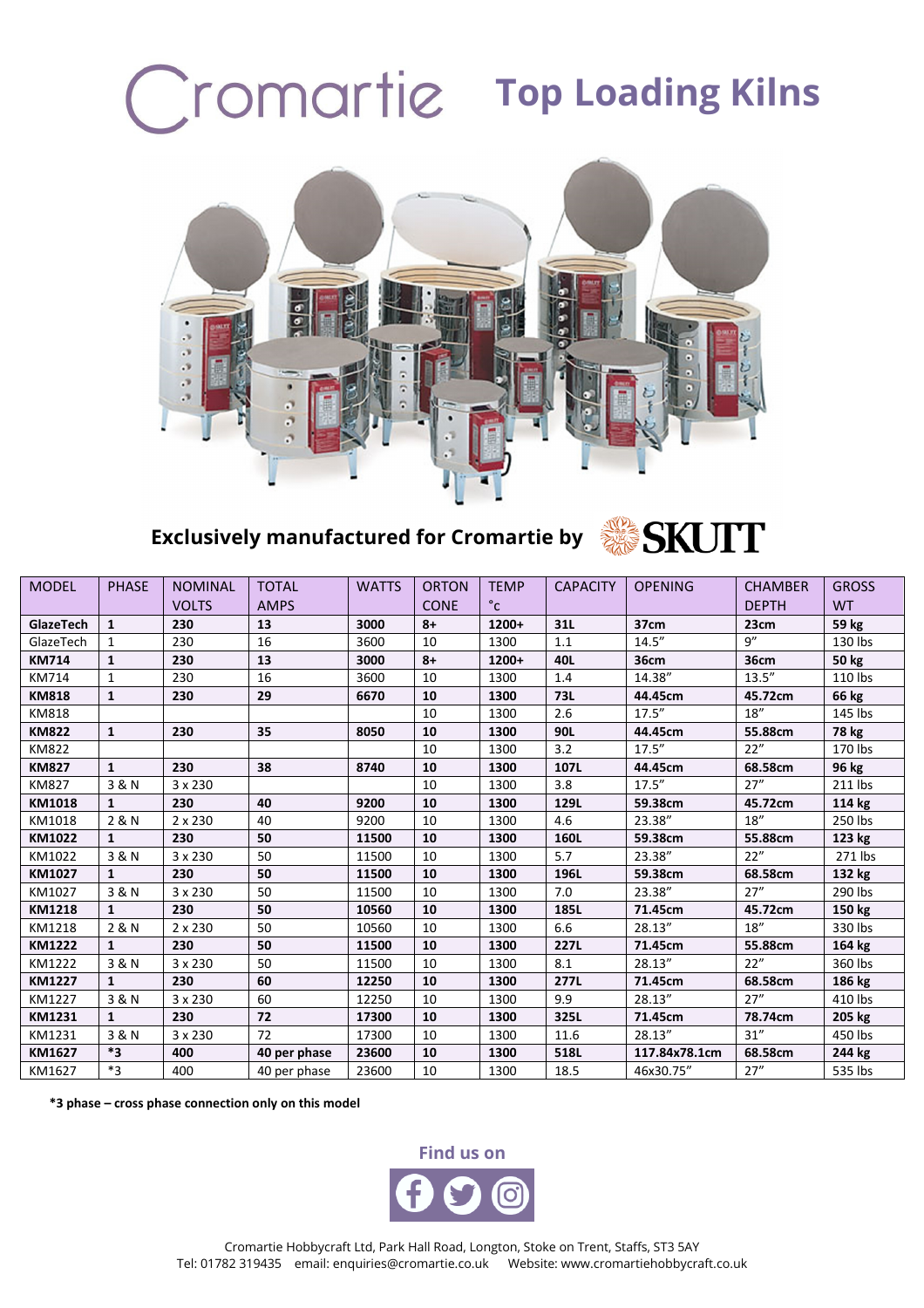# Cromartie Top Loading Kilns

**Exclusively manufactured for Cromartie by SKUTT**

| MODEL | PHASE | NOMINAL VOLTS | TOTAL AMPS | WATTS | ORTON CONE | TEMP °c | CAPACITY | OPENING | CHAMBER DEPTH | GROSS WT |
|---|---|---|---|---|---|---|---|---|---|---|
| **GlazeTech** | **1** | **230** | **13** | **3000** | **8+** | **1200+** | **31L** | **37cm** | **23cm** | **59 kg** |
| GlazeTech | 1 | 230 | 16 | 3600 | 10 | 1300 | 1.1 | 14.5" | 9" | 130 lbs |
| **KM714** | **1** | **230** | **13** | **3000** | **8+** | **1200+** | **40L** | **36cm** | **36cm** | **50 kg** |
| KM714 | 1 | 230 | 16 | 3600 | 10 | 1300 | 1.4 | 14.38" | 13.5" | 110 lbs |
| **KM818** | **1** | **230** | **29** | **6670** | **10** | **1300** | **73L** | **44.45cm** | **45.72cm** | **66 kg** |
| KM818 | | | | | 10 | 1300 | 2.6 | 17.5" | 18" | 145 lbs |
| **KM822** | **1** | **230** | **35** | **8050** | **10** | **1300** | **90L** | **44.45cm** | **55.88cm** | **78 kg** |
| KM822 | | | | | 10 | 1300 | 3.2 | 17.5" | 22" | 170 lbs |
| **KM827** | **1** | **230** | **38** | **8740** | **10** | **1300** | **107L** | **44.45cm** | **68.58cm** | **96 kg** |
| KM827 | 3 & N | 3 x 230 | | | 10 | 1300 | 3.8 | 17.5" | 27" | 211 lbs |
| **KM1018** | **1** | **230** | **40** | **9200** | **10** | **1300** | **129L** | **59.38cm** | **45.72cm** | **114 kg** |
| KM1018 | 2 & N | 2 x 230 | 40 | 9200 | 10 | 1300 | 4.6 | 23.38" | 18" | 250 lbs |
| **KM1022** | **1** | **230** | **50** | **11500** | **10** | **1300** | **160L** | **59.38cm** | **55.88cm** | **123 kg** |
| KM1022 | 3 & N | 3 x 230 | 50 | 11500 | 10 | 1300 | 5.7 | 23.38" | 22" | 271 lbs |
| **KM1027** | **1** | **230** | **50** | **11500** | **10** | **1300** | **196L** | **59.38cm** | **68.58cm** | **132 kg** |
| KM1027 | 3 & N | 3 x 230 | 50 | 11500 | 10 | 1300 | 7.0 | 23.38" | 27" | 290 lbs |
| **KM1218** | **1** | **230** | **50** | **10560** | **10** | **1300** | **185L** | **71.45cm** | **45.72cm** | **150 kg** |
| KM1218 | 2 & N | 2 x 230 | 50 | 10560 | 10 | 1300 | 6.6 | 28.13" | 18" | 330 lbs |
| **KM1222** | **1** | **230** | **50** | **11500** | **10** | **1300** | **227L** | **71.45cm** | **55.88cm** | **164 kg** |
| KM1222 | 3 & N | 3 x 230 | 50 | 11500 | 10 | 1300 | 8.1 | 28.13" | 22" | 360 lbs |
| **KM1227** | **1** | **230** | **60** | **12250** | **10** | **1300** | **277L** | **71.45cm** | **68.58cm** | **186 kg** |
| KM1227 | 3 & N | 3 x 230 | 60 | 12250 | 10 | 1300 | 9.9 | 28.13" | 27" | 410 lbs |
| **KM1231** | **1** | **230** | **72** | **17300** | **10** | **1300** | **325L** | **71.45cm** | **78.74cm** | **205 kg** |
| KM1231 | 3 & N | 3 x 230 | 72 | 17300 | 10 | 1300 | 11.6 | 28.13" | 31" | 450 lbs |
| **KM1627** | ***3** | **400** | **40 per phase** | **23600** | **10** | **1300** | **518L** | **117.84x78.1cm** | **68.58cm** | **244 kg** |
| KM1627 | *3 | 400 | 40 per phase | 23600 | 10 | 1300 | 18.5 | 46x30.75" | 27" | 535 lbs |

**\*3 phase – cross phase connection only on this model**

**Find us on**

Cromartie Hobbycraft Ltd, Park Hall Road, Longton, Stoke on Trent, Staffs, ST3 5AY
Tel: 01782 319435 email: enquiries@cromartie.co.uk Website: www.cromartiehobbycraft.co.uk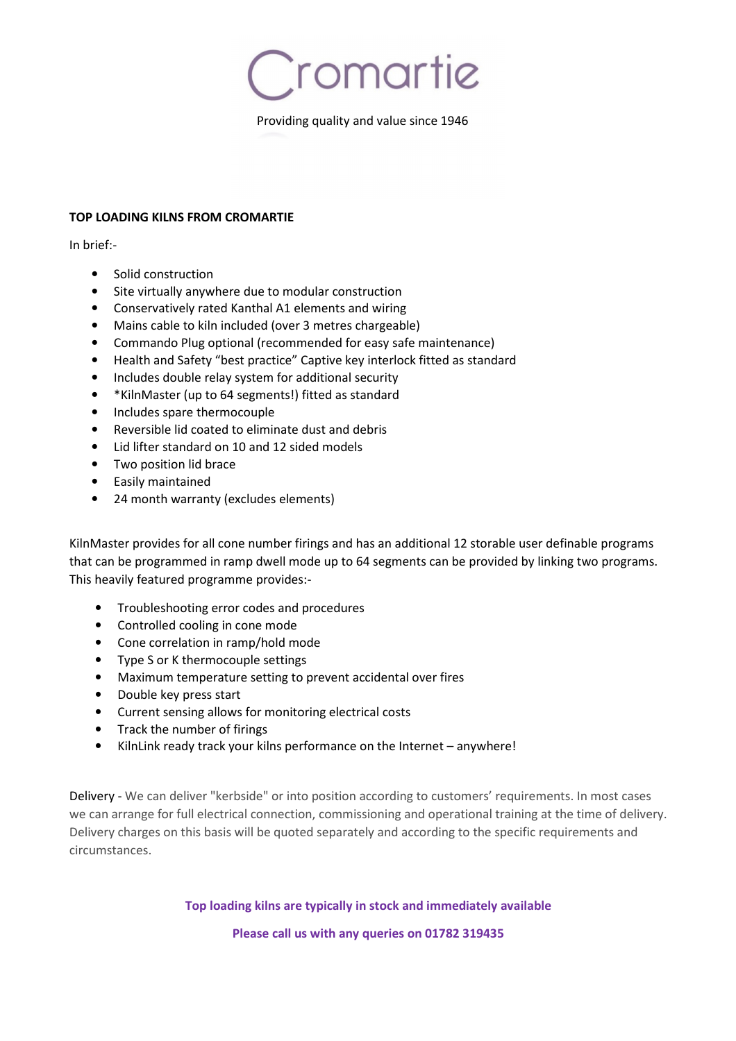Cromartie

Providing quality and value since 1946

**TOP LOADING KILNS FROM CROMARTIE**

In brief:-

- Solid construction
- Site virtually anywhere due to modular construction
- Conservatively rated Kanthal A1 elements and wiring
- Mains cable to kiln included (over 3 metres chargeable)
- Commando Plug optional (recommended for easy safe maintenance)
- Health and Safety "best practice" Captive key interlock fitted as standard
- Includes double relay system for additional security
- *KilnMaster (up to 64 segments!) fitted as standard
- Includes spare thermocouple
- Reversible lid coated to eliminate dust and debris
- Lid lifter standard on 10 and 12 sided models
- Two position lid brace
- Easily maintained
- 24 month warranty (excludes elements)

KilnMaster provides for all cone number firings and has an additional 12 storable user definable programs that can be programmed in ramp dwell mode up to 64 segments can be provided by linking two programs. This heavily featured programme provides:-

- Troubleshooting error codes and procedures
- Controlled cooling in cone mode
- Cone correlation in ramp/hold mode
- Type S or K thermocouple settings
- Maximum temperature setting to prevent accidental over fires
- Double key press start
- Current sensing allows for monitoring electrical costs
- Track the number of firings
- KilnLink ready track your kilns performance on the Internet – anywhere!

Delivery - We can deliver "kerbside" or into position according to customers' requirements. In most cases we can arrange for full electrical connection, commissioning and operational training at the time of delivery. Delivery charges on this basis will be quoted separately and according to the specific requirements and circumstances.

**Top loading kilns are typically in stock and immediately available**

**Please call us with any queries on 01782 319435**